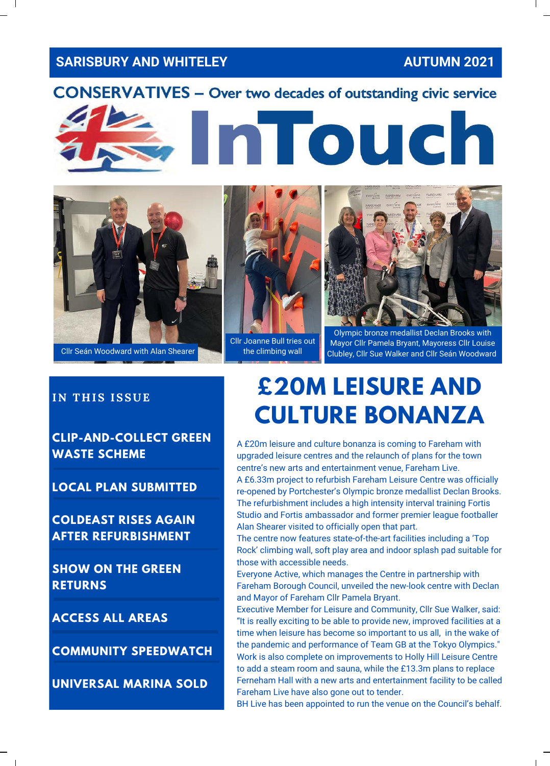**SARISBURY AND WHITELEY** **AUTUMN 2021**

**CONSERVATIVES – Over two decades of outstanding civic service**

# InTouch

Cllr Seán Woodward with Alan Shearer

Cllr Joanne Bull tries out the climbing wall

Olympic bronze medallist Declan Brooks with Mayor Cllr Pamela Bryant, Mayoress Cllr Louise Clubley, Cllr Sue Walker and Cllr Seán Woodward

**IN THIS ISSUE**

- **CLIP-AND-COLLECT GREEN WASTE SCHEME**
- **LOCAL PLAN SUBMITTED**
- **COLDEAST RISES AGAIN AFTER REFURBISHMENT**
- **SHOW ON THE GREEN RETURNS**
- **ACCESS ALL AREAS**
- **COMMUNITY SPEEDWATCH**
- **UNIVERSAL MARINA SOLD**

## £20M LEISURE AND CULTURE BONANZA

A £20m leisure and culture bonanza is coming to Fareham with upgraded leisure centres and the relaunch of plans for the town centre's new arts and entertainment venue, Fareham Live.

A £6.33m project to refurbish Fareham Leisure Centre was officially re-opened by Portchester's Olympic bronze medallist Declan Brooks. The refurbishment includes a high intensity interval training Fortis Studio and Fortis ambassador and former premier league footballer Alan Shearer visited to officially open that part.

The centre now features state-of-the-art facilities including a 'Top Rock' climbing wall, soft play area and indoor splash pad suitable for those with accessible needs.

Everyone Active, which manages the Centre in partnership with Fareham Borough Council, unveiled the new-look centre with Declan and Mayor of Fareham Cllr Pamela Bryant.

Executive Member for Leisure and Community, Cllr Sue Walker, said: "It is really exciting to be able to provide new, improved facilities at a time when leisure has become so important to us all, in the wake of the pandemic and performance of Team GB at the Tokyo Olympics."

Work is also complete on improvements to Holly Hill Leisure Centre to add a steam room and sauna, while the £13.3m plans to replace Ferneham Hall with a new arts and entertainment facility to be called Fareham Live have also gone out to tender.

BH Live has been appointed to run the venue on the Council's behalf.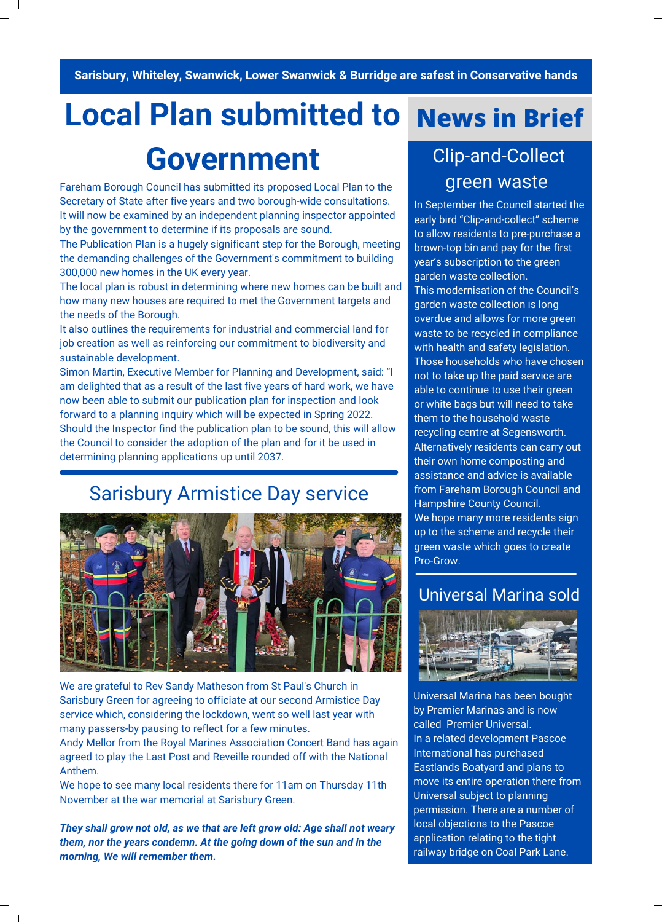**Sarisbury, Whiteley, Swanwick, Lower Swanwick & Burridge are safest in Conservative hands**

# Local Plan submitted to Government

Fareham Borough Council has submitted its proposed Local Plan to the Secretary of State after five years and two borough-wide consultations. It will now be examined by an independent planning inspector appointed by the government to determine if its proposals are sound.

The Publication Plan is a hugely significant step for the Borough, meeting the demanding challenges of the Government's commitment to building 300,000 new homes in the UK every year.

The local plan is robust in determining where new homes can be built and how many new houses are required to met the Government targets and the needs of the Borough.

It also outlines the requirements for industrial and commercial land for job creation as well as reinforcing our commitment to biodiversity and sustainable development.

Simon Martin, Executive Member for Planning and Development, said: "I am delighted that as a result of the last five years of hard work, we have now been able to submit our publication plan for inspection and look forward to a planning inquiry which will be expected in Spring 2022. Should the Inspector find the publication plan to be sound, this will allow the Council to consider the adoption of the plan and for it be used in determining planning applications up until 2037.

## Sarisbury Armistice Day service

We are grateful to Rev Sandy Matheson from St Paul's Church in Sarisbury Green for agreeing to officiate at our second Armistice Day service which, considering the lockdown, went so well last year with many passers-by pausing to reflect for a few minutes.

Andy Mellor from the Royal Marines Association Concert Band has again agreed to play the Last Post and Reveille rounded off with the National Anthem.

We hope to see many local residents there for 11am on Thursday 11th November at the war memorial at Sarisbury Green.

***They shall grow not old, as we that are left grow old: Age shall not weary them, nor the years condemn. At the going down of the sun and in the morning, We will remember them.***

# News in Brief

## Clip-and-Collect green waste

In September the Council started the early bird "Clip-and-collect" scheme to allow residents to pre-purchase a brown-top bin and pay for the first year's subscription to the green garden waste collection.

This modernisation of the Council's garden waste collection is long overdue and allows for more green waste to be recycled in compliance with health and safety legislation.

Those households who have chosen not to take up the paid service are able to continue to use their green or white bags but will need to take them to the household waste recycling centre at Segensworth.

Alternatively residents can carry out their own home composting and assistance and advice is available from Fareham Borough Council and Hampshire County Council.

We hope many more residents sign up to the scheme and recycle their green waste which goes to create Pro-Grow.

## Universal Marina sold

Universal Marina has been bought by Premier Marinas and is now called Premier Universal.

In a related development Pascoe International has purchased Eastlands Boatyard and plans to move its entire operation there from Universal subject to planning permission. There are a number of local objections to the Pascoe application relating to the tight railway bridge on Coal Park Lane.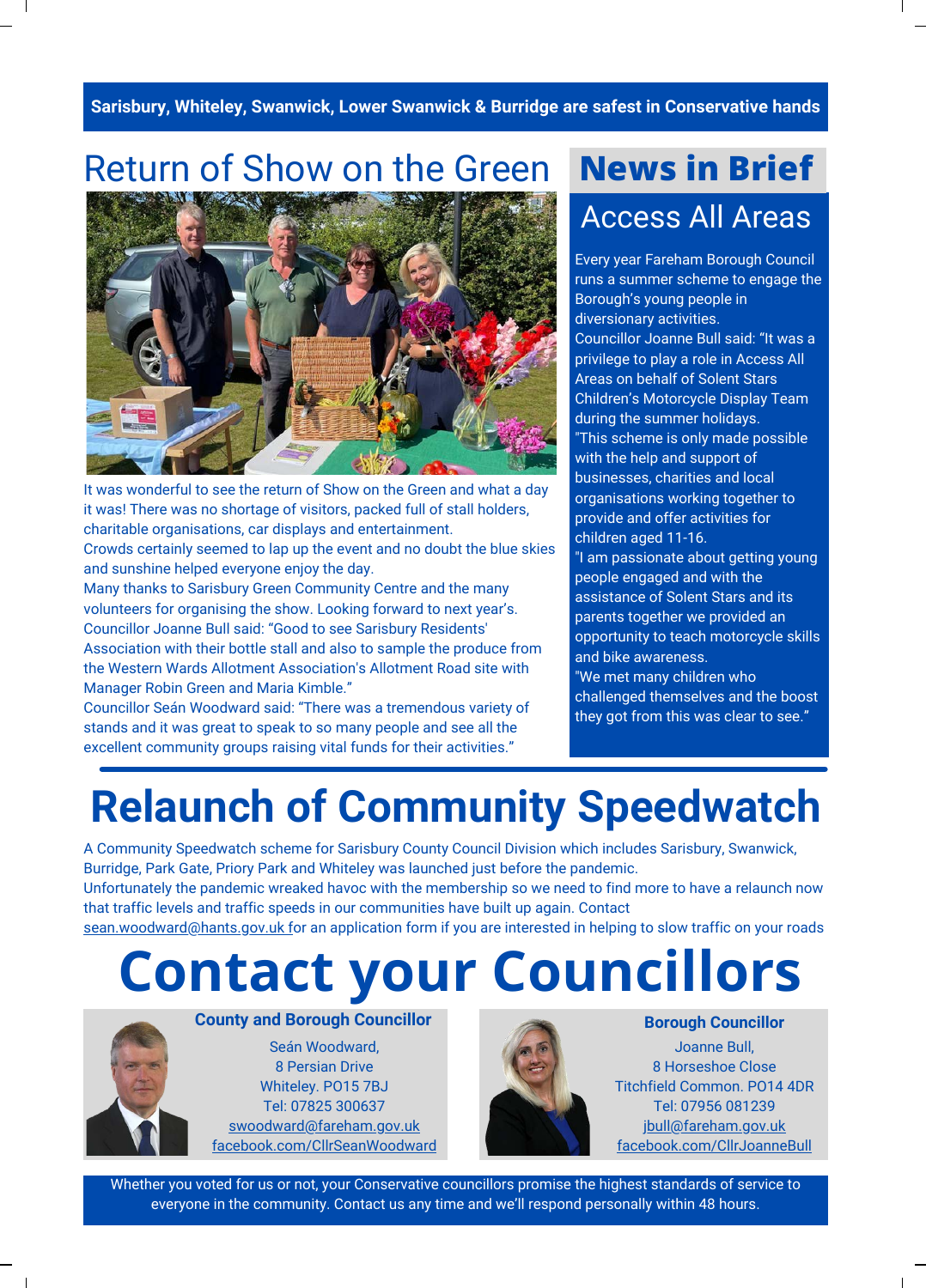**Sarisbury, Whiteley, Swanwick, Lower Swanwick & Burridge are safest in Conservative hands**

# Return of Show on the Green

It was wonderful to see the return of Show on the Green and what a day it was! There was no shortage of visitors, packed full of stall holders, charitable organisations, car displays and entertainment.

Crowds certainly seemed to lap up the event and no doubt the blue skies and sunshine helped everyone enjoy the day.

Many thanks to Sarisbury Green Community Centre and the many volunteers for organising the show. Looking forward to next year's.

Councillor Joanne Bull said: "Good to see Sarisbury Residents' Association with their bottle stall and also to sample the produce from the Western Wards Allotment Association's Allotment Road site with Manager Robin Green and Maria Kimble."

Councillor Seán Woodward said: "There was a tremendous variety of stands and it was great to speak to so many people and see all the excellent community groups raising vital funds for their activities."

# News in Brief

## Access All Areas

Every year Fareham Borough Council runs a summer scheme to engage the Borough's young people in diversionary activities.

Councillor Joanne Bull said: "It was a privilege to play a role in Access All Areas on behalf of Solent Stars Children's Motorcycle Display Team during the summer holidays.

"This scheme is only made possible with the help and support of businesses, charities and local organisations working together to provide and offer activities for children aged 11-16.

"I am passionate about getting young people engaged and with the assistance of Solent Stars and its parents together we provided an opportunity to teach motorcycle skills and bike awareness.

"We met many children who challenged themselves and the boost they got from this was clear to see."

# Relaunch of Community Speedwatch

A Community Speedwatch scheme for Sarisbury County Council Division which includes Sarisbury, Swanwick, Burridge, Park Gate, Priory Park and Whiteley was launched just before the pandemic.

Unfortunately the pandemic wreaked havoc with the membership so we need to find more to have a relaunch now that traffic levels and traffic speeds in our communities have built up again. Contact sean.woodward@hants.gov.uk for an application form if you are interested in helping to slow traffic on your roads

# Contact your Councillors

**County and Borough Councillor**

Seán Woodward,
8 Persian Drive
Whiteley. PO15 7BJ
Tel: 07825 300637
swoodward@fareham.gov.uk
facebook.com/CllrSeanWoodward

**Borough Councillor**

Joanne Bull,
8 Horseshoe Close
Titchfield Common. PO14 4DR
Tel: 07956 081239
jbull@fareham.gov.uk
facebook.com/CllrJoanneBull

Whether you voted for us or not, your Conservative councillors promise the highest standards of service to everyone in the community. Contact us any time and we'll respond personally within 48 hours.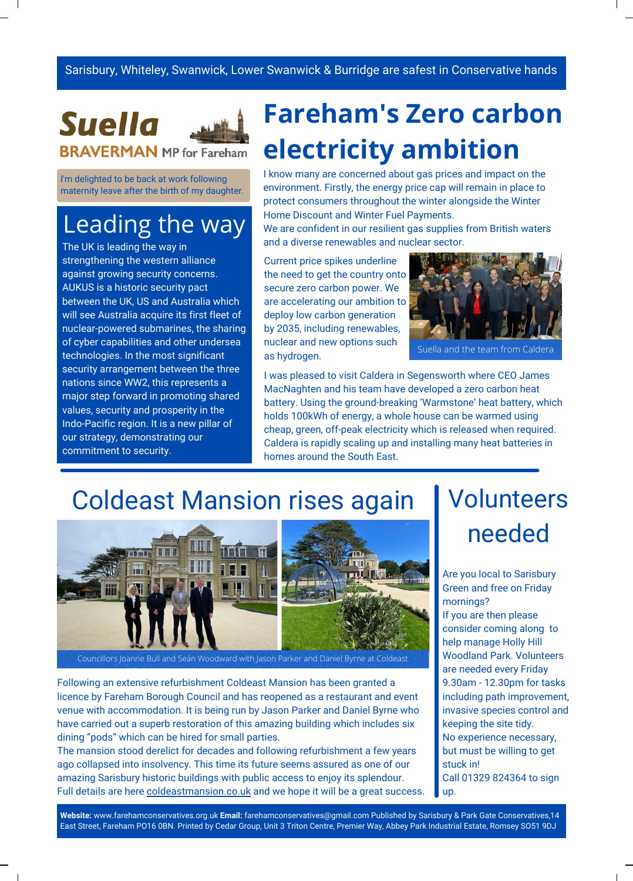Sarisbury, Whiteley, Swanwick, Lower Swanwick & Burridge are safest in Conservative hands

**Suella BRAVERMAN MP for Fareham**

I'm delighted to be back at work following maternity leave after the birth of my daughter.

## Leading the way

The UK is leading the way in strengthening the western alliance against growing security concerns. AUKUS is a historic security pact between the UK, US and Australia which will see Australia acquire its first fleet of nuclear-powered submarines, the sharing of cyber capabilities and other undersea technologies. In the most significant security arrangement between the three nations since WW2, this represents a major step forward in promoting shared values, security and prosperity in the Indo-Pacific region. It is a new pillar of our strategy, demonstrating our commitment to security.

# Fareham's Zero carbon electricity ambition

I know many are concerned about gas prices and impact on the environment. Firstly, the energy price cap will remain in place to protect consumers throughout the winter alongside the Winter Home Discount and Winter Fuel Payments.

We are confident in our resilient gas supplies from British waters and a diverse renewables and nuclear sector.

Current price spikes underline the need to get the country onto secure zero carbon power. We are accelerating our ambition to deploy low carbon generation by 2035, including renewables, nuclear and new options such as hydrogen.

Suella and the team from Caldera

I was pleased to visit Caldera in Segensworth where CEO James MacNaghten and his team have developed a zero carbon heat battery. Using the ground-breaking 'Warmstone' heat battery, which holds 100kWh of energy, a whole house can be warmed using cheap, green, off-peak electricity which is released when required. Caldera is rapidly scaling up and installing many heat batteries in homes around the South East.

## Coldeast Mansion rises again

Councillors Joanne Bull and Seán Woodward with Jason Parker and Daniel Byrne at Coldeast

Following an extensive refurbishment Coldeast Mansion has been granted a licence by Fareham Borough Council and has reopened as a restaurant and event venue with accommodation. It is being run by Jason Parker and Daniel Byrne who have carried out a superb restoration of this amazing building which includes six dining "pods" which can be hired for small parties.

The mansion stood derelict for decades and following refurbishment a few years ago collapsed into insolvency. This time its future seems assured as one of our amazing Sarisbury historic buildings with public access to enjoy its splendour.

Full details are here coldeastmansion.co.uk and we hope it will be a great success.

## Volunteers needed

Are you local to Sarisbury Green and free on Friday mornings?

If you are then please consider coming along to help manage Holly Hill Woodland Park. Volunteers are needed every Friday 9.30am - 12.30pm for tasks including path improvement, invasive species control and keeping the site tidy.

No experience necessary, but must be willing to get stuck in!

Call 01329 824364 to sign up.

**Website:** www.farehamconservatives.org.uk **Email:** farehamconservatives@gmail.com Published by Sarisbury & Park Gate Conservatives,14 East Street, Fareham PO16 0BN. Printed by Cedar Group, Unit 3 Triton Centre, Premier Way, Abbey Park Industrial Estate, Romsey SO51 9DJ